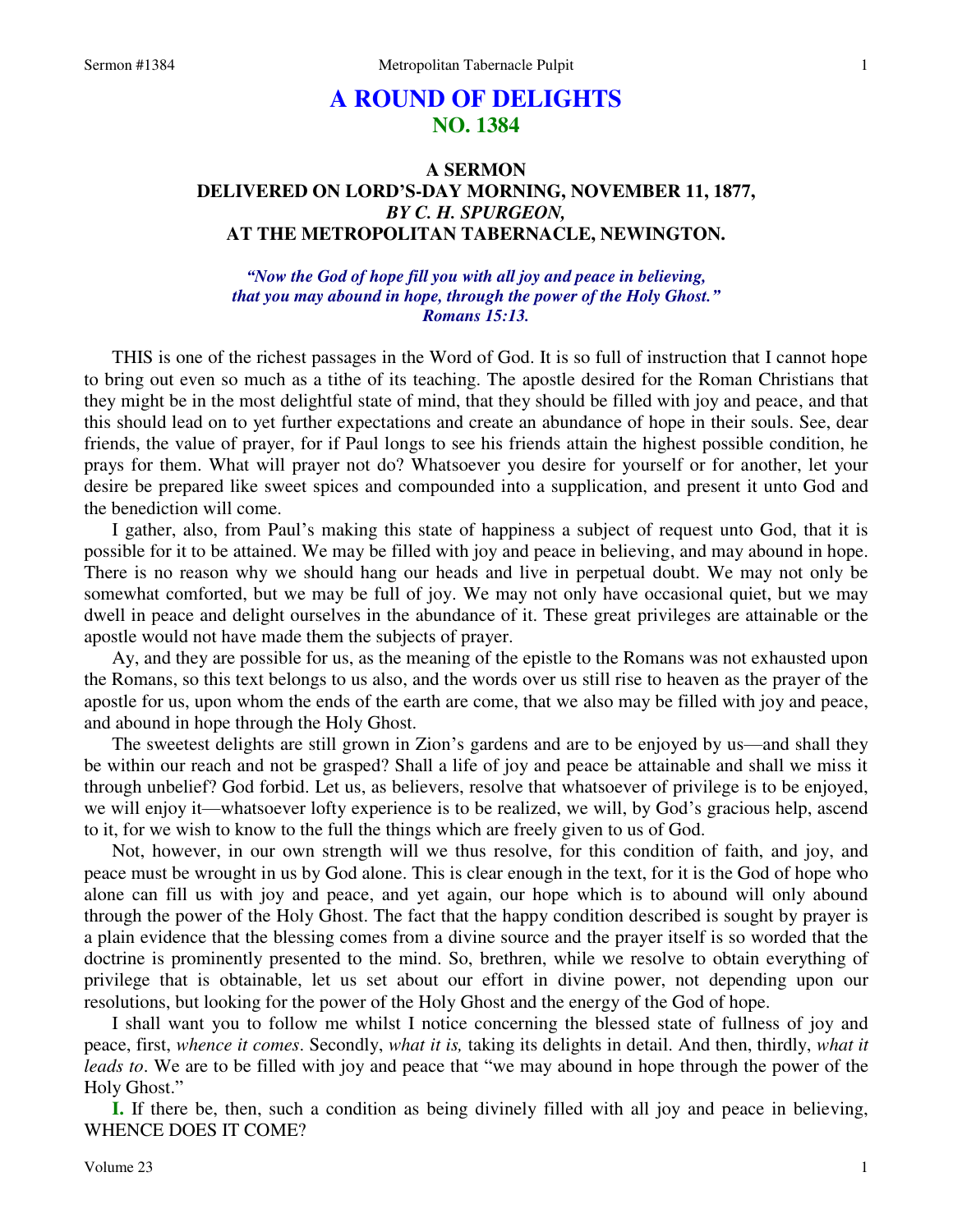# A ROUND OF DELIGHTS
## NO. 1384

### A SERMON
### DELIVERED ON LORD'S-DAY MORNING, NOVEMBER 11, 1877,
### *BY C. H. SPURGEON,*
### AT THE METROPOLITAN TABERNACLE, NEWINGTON.

***"Now the God of hope fill you with all joy and peace in believing, that you may abound in hope, through the power of the Holy Ghost." Romans 15:13.***

THIS is one of the richest passages in the Word of God. It is so full of instruction that I cannot hope to bring out even so much as a tithe of its teaching. The apostle desired for the Roman Christians that they might be in the most delightful state of mind, that they should be filled with joy and peace, and that this should lead on to yet further expectations and create an abundance of hope in their souls. See, dear friends, the value of prayer, for if Paul longs to see his friends attain the highest possible condition, he prays for them. What will prayer not do? Whatsoever you desire for yourself or for another, let your desire be prepared like sweet spices and compounded into a supplication, and present it unto God and the benediction will come.

I gather, also, from Paul's making this state of happiness a subject of request unto God, that it is possible for it to be attained. We may be filled with joy and peace in believing, and may abound in hope. There is no reason why we should hang our heads and live in perpetual doubt. We may not only be somewhat comforted, but we may be full of joy. We may not only have occasional quiet, but we may dwell in peace and delight ourselves in the abundance of it. These great privileges are attainable or the apostle would not have made them the subjects of prayer.

Ay, and they are possible for us, as the meaning of the epistle to the Romans was not exhausted upon the Romans, so this text belongs to us also, and the words over us still rise to heaven as the prayer of the apostle for us, upon whom the ends of the earth are come, that we also may be filled with joy and peace, and abound in hope through the Holy Ghost.

The sweetest delights are still grown in Zion's gardens and are to be enjoyed by us—and shall they be within our reach and not be grasped? Shall a life of joy and peace be attainable and shall we miss it through unbelief? God forbid. Let us, as believers, resolve that whatsoever of privilege is to be enjoyed, we will enjoy it—whatsoever lofty experience is to be realized, we will, by God's gracious help, ascend to it, for we wish to know to the full the things which are freely given to us of God.

Not, however, in our own strength will we thus resolve, for this condition of faith, and joy, and peace must be wrought in us by God alone. This is clear enough in the text, for it is the God of hope who alone can fill us with joy and peace, and yet again, our hope which is to abound will only abound through the power of the Holy Ghost. The fact that the happy condition described is sought by prayer is a plain evidence that the blessing comes from a divine source and the prayer itself is so worded that the doctrine is prominently presented to the mind. So, brethren, while we resolve to obtain everything of privilege that is obtainable, let us set about our effort in divine power, not depending upon our resolutions, but looking for the power of the Holy Ghost and the energy of the God of hope.

I shall want you to follow me whilst I notice concerning the blessed state of fullness of joy and peace, first, *whence it comes*. Secondly, *what it is,* taking its delights in detail. And then, thirdly, *what it leads to*. We are to be filled with joy and peace that "we may abound in hope through the power of the Holy Ghost."

**I.** If there be, then, such a condition as being divinely filled with all joy and peace in believing, WHENCE DOES IT COME?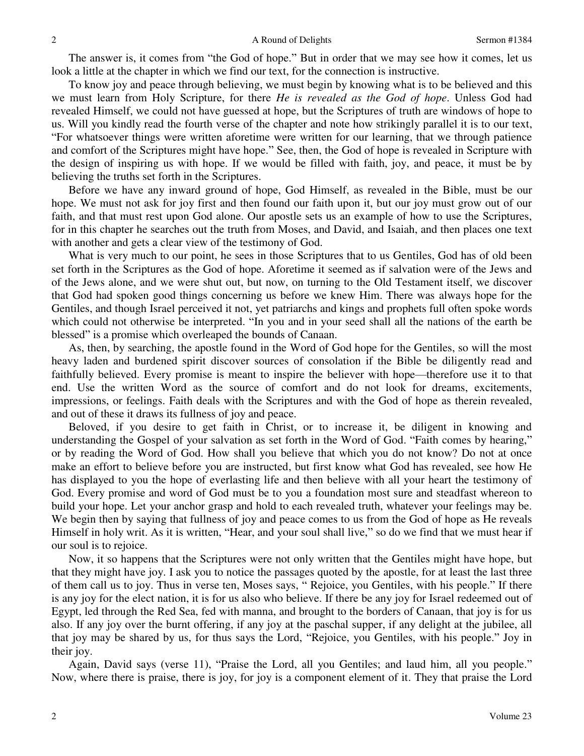The answer is, it comes from "the God of hope." But in order that we may see how it comes, let us look a little at the chapter in which we find our text, for the connection is instructive.

To know joy and peace through believing, we must begin by knowing what is to be believed and this we must learn from Holy Scripture, for there *He is revealed as the God of hope*. Unless God had revealed Himself, we could not have guessed at hope, but the Scriptures of truth are windows of hope to us. Will you kindly read the fourth verse of the chapter and note how strikingly parallel it is to our text, "For whatsoever things were written aforetime were written for our learning, that we through patience and comfort of the Scriptures might have hope." See, then, the God of hope is revealed in Scripture with the design of inspiring us with hope. If we would be filled with faith, joy, and peace, it must be by believing the truths set forth in the Scriptures.

Before we have any inward ground of hope, God Himself, as revealed in the Bible, must be our hope. We must not ask for joy first and then found our faith upon it, but our joy must grow out of our faith, and that must rest upon God alone. Our apostle sets us an example of how to use the Scriptures, for in this chapter he searches out the truth from Moses, and David, and Isaiah, and then places one text with another and gets a clear view of the testimony of God.

What is very much to our point, he sees in those Scriptures that to us Gentiles, God has of old been set forth in the Scriptures as the God of hope. Aforetime it seemed as if salvation were of the Jews and of the Jews alone, and we were shut out, but now, on turning to the Old Testament itself, we discover that God had spoken good things concerning us before we knew Him. There was always hope for the Gentiles, and though Israel perceived it not, yet patriarchs and kings and prophets full often spoke words which could not otherwise be interpreted. "In you and in your seed shall all the nations of the earth be blessed" is a promise which overleaped the bounds of Canaan.

As, then, by searching, the apostle found in the Word of God hope for the Gentiles, so will the most heavy laden and burdened spirit discover sources of consolation if the Bible be diligently read and faithfully believed. Every promise is meant to inspire the believer with hope—therefore use it to that end. Use the written Word as the source of comfort and do not look for dreams, excitements, impressions, or feelings. Faith deals with the Scriptures and with the God of hope as therein revealed, and out of these it draws its fullness of joy and peace.

Beloved, if you desire to get faith in Christ, or to increase it, be diligent in knowing and understanding the Gospel of your salvation as set forth in the Word of God. "Faith comes by hearing," or by reading the Word of God. How shall you believe that which you do not know? Do not at once make an effort to believe before you are instructed, but first know what God has revealed, see how He has displayed to you the hope of everlasting life and then believe with all your heart the testimony of God. Every promise and word of God must be to you a foundation most sure and steadfast whereon to build your hope. Let your anchor grasp and hold to each revealed truth, whatever your feelings may be. We begin then by saying that fullness of joy and peace comes to us from the God of hope as He reveals Himself in holy writ. As it is written, "Hear, and your soul shall live," so do we find that we must hear if our soul is to rejoice.

Now, it so happens that the Scriptures were not only written that the Gentiles might have hope, but that they might have joy. I ask you to notice the passages quoted by the apostle, for at least the last three of them call us to joy. Thus in verse ten, Moses says, " Rejoice, you Gentiles, with his people." If there is any joy for the elect nation, it is for us also who believe. If there be any joy for Israel redeemed out of Egypt, led through the Red Sea, fed with manna, and brought to the borders of Canaan, that joy is for us also. If any joy over the burnt offering, if any joy at the paschal supper, if any delight at the jubilee, all that joy may be shared by us, for thus says the Lord, "Rejoice, you Gentiles, with his people." Joy in their joy.

Again, David says (verse 11), "Praise the Lord, all you Gentiles; and laud him, all you people." Now, where there is praise, there is joy, for joy is a component element of it. They that praise the Lord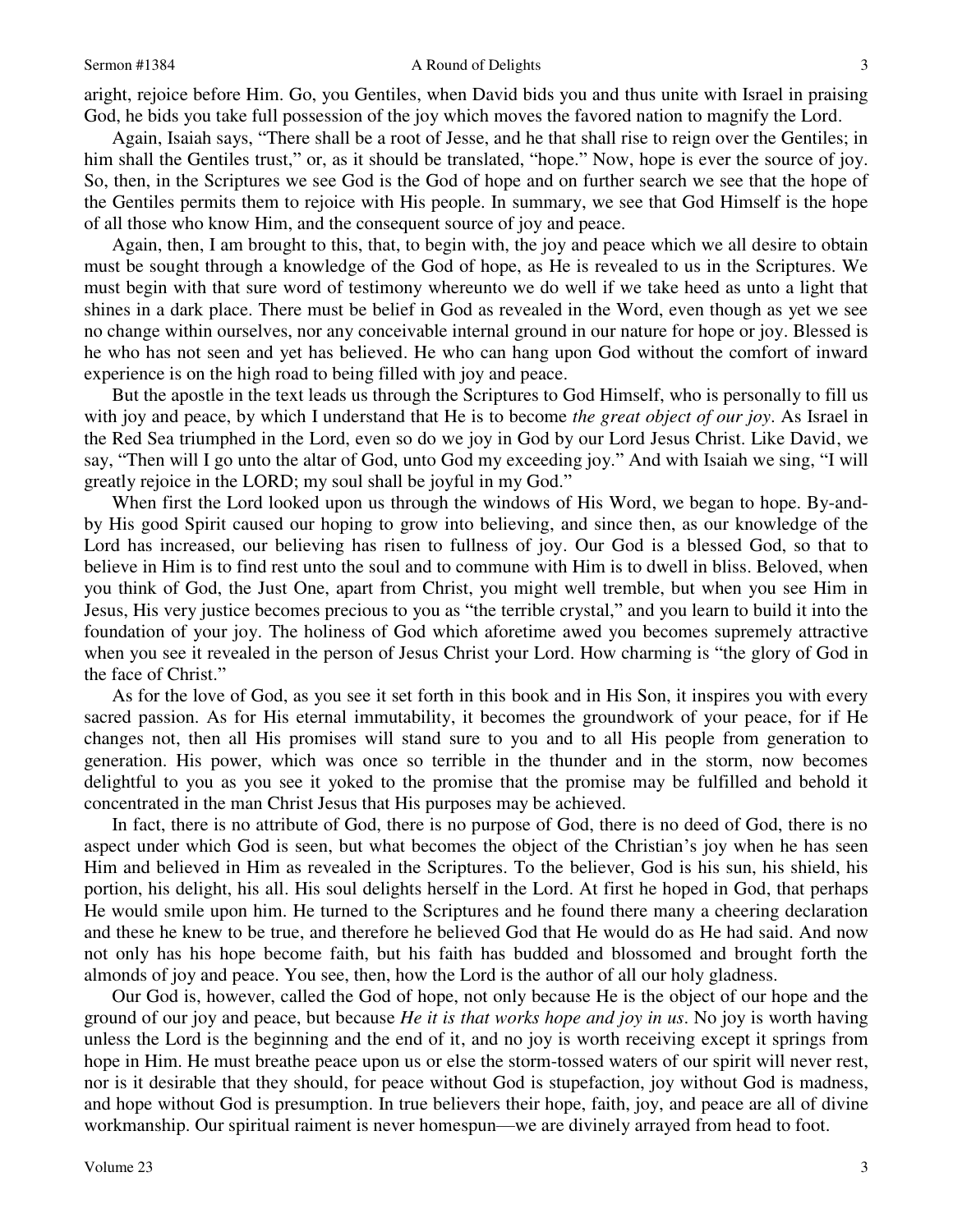aright, rejoice before Him. Go, you Gentiles, when David bids you and thus unite with Israel in praising God, he bids you take full possession of the joy which moves the favored nation to magnify the Lord.

Again, Isaiah says, "There shall be a root of Jesse, and he that shall rise to reign over the Gentiles; in him shall the Gentiles trust," or, as it should be translated, "hope." Now, hope is ever the source of joy. So, then, in the Scriptures we see God is the God of hope and on further search we see that the hope of the Gentiles permits them to rejoice with His people. In summary, we see that God Himself is the hope of all those who know Him, and the consequent source of joy and peace.

Again, then, I am brought to this, that, to begin with, the joy and peace which we all desire to obtain must be sought through a knowledge of the God of hope, as He is revealed to us in the Scriptures. We must begin with that sure word of testimony whereunto we do well if we take heed as unto a light that shines in a dark place. There must be belief in God as revealed in the Word, even though as yet we see no change within ourselves, nor any conceivable internal ground in our nature for hope or joy. Blessed is he who has not seen and yet has believed. He who can hang upon God without the comfort of inward experience is on the high road to being filled with joy and peace.

But the apostle in the text leads us through the Scriptures to God Himself, who is personally to fill us with joy and peace, by which I understand that He is to become *the great object of our joy*. As Israel in the Red Sea triumphed in the Lord, even so do we joy in God by our Lord Jesus Christ. Like David, we say, "Then will I go unto the altar of God, unto God my exceeding joy." And with Isaiah we sing, "I will greatly rejoice in the LORD; my soul shall be joyful in my God."

When first the Lord looked upon us through the windows of His Word, we began to hope. By-and-by His good Spirit caused our hoping to grow into believing, and since then, as our knowledge of the Lord has increased, our believing has risen to fullness of joy. Our God is a blessed God, so that to believe in Him is to find rest unto the soul and to commune with Him is to dwell in bliss. Beloved, when you think of God, the Just One, apart from Christ, you might well tremble, but when you see Him in Jesus, His very justice becomes precious to you as "the terrible crystal," and you learn to build it into the foundation of your joy. The holiness of God which aforetime awed you becomes supremely attractive when you see it revealed in the person of Jesus Christ your Lord. How charming is "the glory of God in the face of Christ."

As for the love of God, as you see it set forth in this book and in His Son, it inspires you with every sacred passion. As for His eternal immutability, it becomes the groundwork of your peace, for if He changes not, then all His promises will stand sure to you and to all His people from generation to generation. His power, which was once so terrible in the thunder and in the storm, now becomes delightful to you as you see it yoked to the promise that the promise may be fulfilled and behold it concentrated in the man Christ Jesus that His purposes may be achieved.

In fact, there is no attribute of God, there is no purpose of God, there is no deed of God, there is no aspect under which God is seen, but what becomes the object of the Christian's joy when he has seen Him and believed in Him as revealed in the Scriptures. To the believer, God is his sun, his shield, his portion, his delight, his all. His soul delights herself in the Lord. At first he hoped in God, that perhaps He would smile upon him. He turned to the Scriptures and he found there many a cheering declaration and these he knew to be true, and therefore he believed God that He would do as He had said. And now not only has his hope become faith, but his faith has budded and blossomed and brought forth the almonds of joy and peace. You see, then, how the Lord is the author of all our holy gladness.

Our God is, however, called the God of hope, not only because He is the object of our hope and the ground of our joy and peace, but because *He it is that works hope and joy in us*. No joy is worth having unless the Lord is the beginning and the end of it, and no joy is worth receiving except it springs from hope in Him. He must breathe peace upon us or else the storm-tossed waters of our spirit will never rest, nor is it desirable that they should, for peace without God is stupefaction, joy without God is madness, and hope without God is presumption. In true believers their hope, faith, joy, and peace are all of divine workmanship. Our spiritual raiment is never homespun—we are divinely arrayed from head to foot.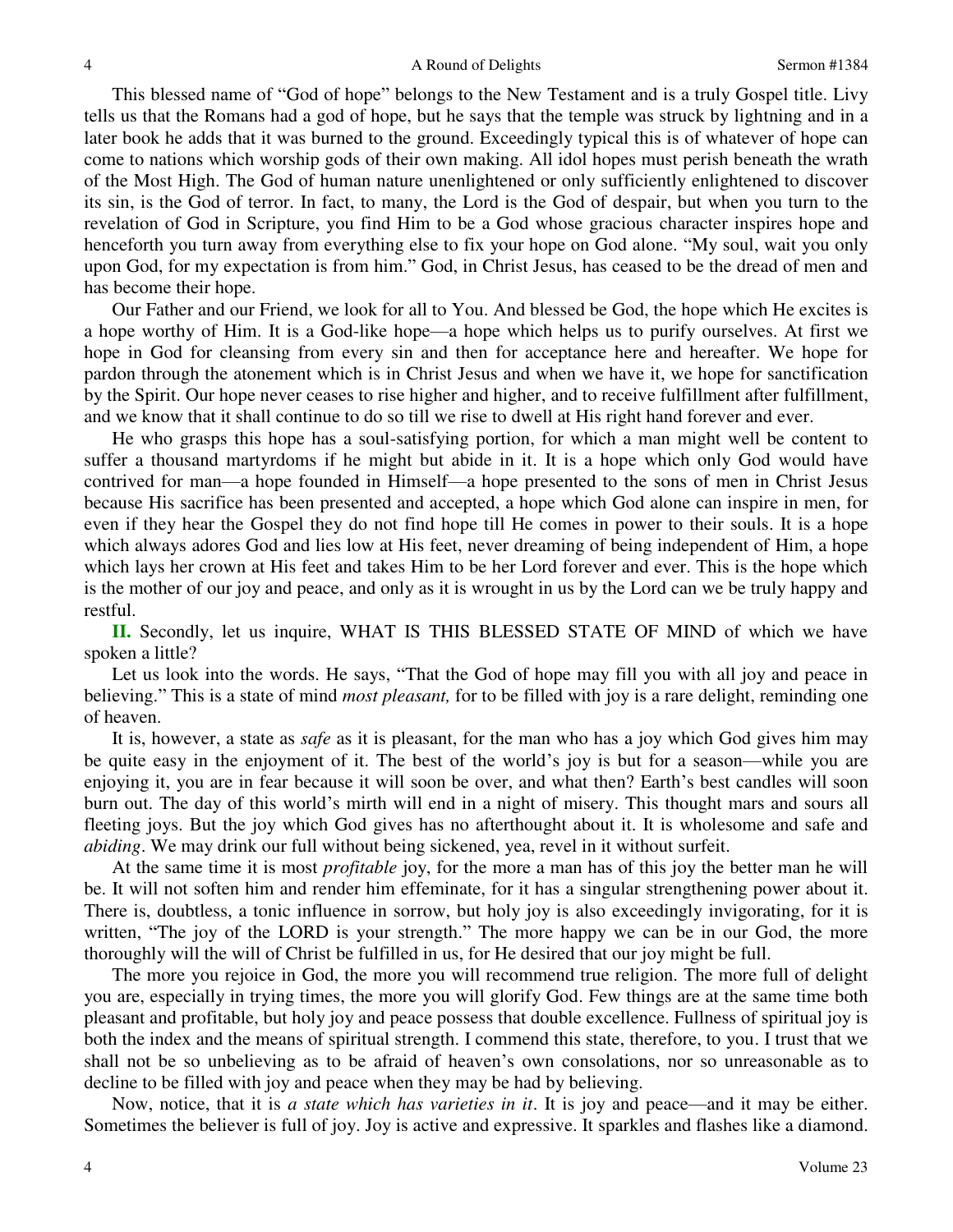This blessed name of "God of hope" belongs to the New Testament and is a truly Gospel title. Livy tells us that the Romans had a god of hope, but he says that the temple was struck by lightning and in a later book he adds that it was burned to the ground. Exceedingly typical this is of whatever of hope can come to nations which worship gods of their own making. All idol hopes must perish beneath the wrath of the Most High. The God of human nature unenlightened or only sufficiently enlightened to discover its sin, is the God of terror. In fact, to many, the Lord is the God of despair, but when you turn to the revelation of God in Scripture, you find Him to be a God whose gracious character inspires hope and henceforth you turn away from everything else to fix your hope on God alone. "My soul, wait you only upon God, for my expectation is from him." God, in Christ Jesus, has ceased to be the dread of men and has become their hope.

Our Father and our Friend, we look for all to You. And blessed be God, the hope which He excites is a hope worthy of Him. It is a God-like hope—a hope which helps us to purify ourselves. At first we hope in God for cleansing from every sin and then for acceptance here and hereafter. We hope for pardon through the atonement which is in Christ Jesus and when we have it, we hope for sanctification by the Spirit. Our hope never ceases to rise higher and higher, and to receive fulfillment after fulfillment, and we know that it shall continue to do so till we rise to dwell at His right hand forever and ever.

He who grasps this hope has a soul-satisfying portion, for which a man might well be content to suffer a thousand martyrdoms if he might but abide in it. It is a hope which only God would have contrived for man—a hope founded in Himself—a hope presented to the sons of men in Christ Jesus because His sacrifice has been presented and accepted, a hope which God alone can inspire in men, for even if they hear the Gospel they do not find hope till He comes in power to their souls. It is a hope which always adores God and lies low at His feet, never dreaming of being independent of Him, a hope which lays her crown at His feet and takes Him to be her Lord forever and ever. This is the hope which is the mother of our joy and peace, and only as it is wrought in us by the Lord can we be truly happy and restful.

**II.** Secondly, let us inquire, WHAT IS THIS BLESSED STATE OF MIND of which we have spoken a little?

Let us look into the words. He says, "That the God of hope may fill you with all joy and peace in believing." This is a state of mind *most pleasant,* for to be filled with joy is a rare delight, reminding one of heaven.

It is, however, a state as *safe* as it is pleasant, for the man who has a joy which God gives him may be quite easy in the enjoyment of it. The best of the world's joy is but for a season—while you are enjoying it, you are in fear because it will soon be over, and what then? Earth's best candles will soon burn out. The day of this world's mirth will end in a night of misery. This thought mars and sours all fleeting joys. But the joy which God gives has no afterthought about it. It is wholesome and safe and *abiding*. We may drink our full without being sickened, yea, revel in it without surfeit.

At the same time it is most *profitable* joy, for the more a man has of this joy the better man he will be. It will not soften him and render him effeminate, for it has a singular strengthening power about it. There is, doubtless, a tonic influence in sorrow, but holy joy is also exceedingly invigorating, for it is written, "The joy of the LORD is your strength." The more happy we can be in our God, the more thoroughly will the will of Christ be fulfilled in us, for He desired that our joy might be full.

The more you rejoice in God, the more you will recommend true religion. The more full of delight you are, especially in trying times, the more you will glorify God. Few things are at the same time both pleasant and profitable, but holy joy and peace possess that double excellence. Fullness of spiritual joy is both the index and the means of spiritual strength. I commend this state, therefore, to you. I trust that we shall not be so unbelieving as to be afraid of heaven's own consolations, nor so unreasonable as to decline to be filled with joy and peace when they may be had by believing.

Now, notice, that it is *a state which has varieties in it*. It is joy and peace—and it may be either. Sometimes the believer is full of joy. Joy is active and expressive. It sparkles and flashes like a diamond.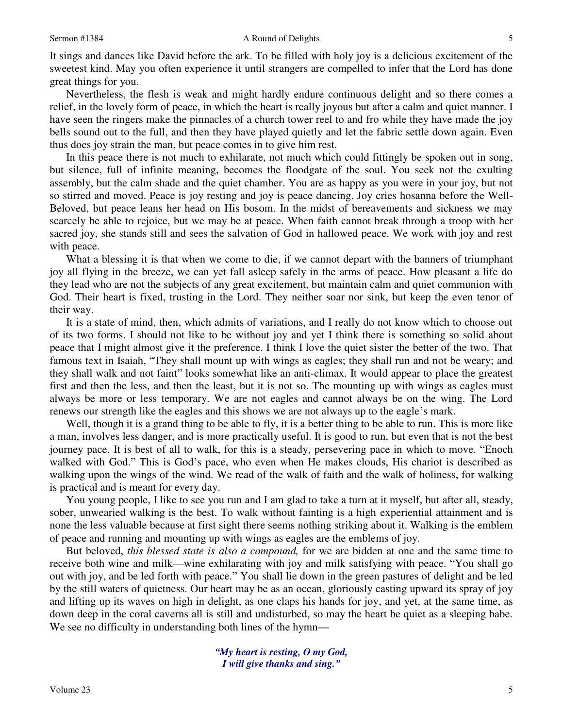It sings and dances like David before the ark. To be filled with holy joy is a delicious excitement of the sweetest kind. May you often experience it until strangers are compelled to infer that the Lord has done great things for you.

Nevertheless, the flesh is weak and might hardly endure continuous delight and so there comes a relief, in the lovely form of peace, in which the heart is really joyous but after a calm and quiet manner. I have seen the ringers make the pinnacles of a church tower reel to and fro while they have made the joy bells sound out to the full, and then they have played quietly and let the fabric settle down again. Even thus does joy strain the man, but peace comes in to give him rest.

In this peace there is not much to exhilarate, not much which could fittingly be spoken out in song, but silence, full of infinite meaning, becomes the floodgate of the soul. You seek not the exulting assembly, but the calm shade and the quiet chamber. You are as happy as you were in your joy, but not so stirred and moved. Peace is joy resting and joy is peace dancing. Joy cries hosanna before the Well-Beloved, but peace leans her head on His bosom. In the midst of bereavements and sickness we may scarcely be able to rejoice, but we may be at peace. When faith cannot break through a troop with her sacred joy, she stands still and sees the salvation of God in hallowed peace. We work with joy and rest with peace.

What a blessing it is that when we come to die, if we cannot depart with the banners of triumphant joy all flying in the breeze, we can yet fall asleep safely in the arms of peace. How pleasant a life do they lead who are not the subjects of any great excitement, but maintain calm and quiet communion with God. Their heart is fixed, trusting in the Lord. They neither soar nor sink, but keep the even tenor of their way.

It is a state of mind, then, which admits of variations, and I really do not know which to choose out of its two forms. I should not like to be without joy and yet I think there is something so solid about peace that I might almost give it the preference. I think I love the quiet sister the better of the two. That famous text in Isaiah, "They shall mount up with wings as eagles; they shall run and not be weary; and they shall walk and not faint" looks somewhat like an anti-climax. It would appear to place the greatest first and then the less, and then the least, but it is not so. The mounting up with wings as eagles must always be more or less temporary. We are not eagles and cannot always be on the wing. The Lord renews our strength like the eagles and this shows we are not always up to the eagle's mark.

Well, though it is a grand thing to be able to fly, it is a better thing to be able to run. This is more like a man, involves less danger, and is more practically useful. It is good to run, but even that is not the best journey pace. It is best of all to walk, for this is a steady, persevering pace in which to move. "Enoch walked with God." This is God's pace, who even when He makes clouds, His chariot is described as walking upon the wings of the wind. We read of the walk of faith and the walk of holiness, for walking is practical and is meant for every day.

You young people, I like to see you run and I am glad to take a turn at it myself, but after all, steady, sober, unwearied walking is the best. To walk without fainting is a high experiential attainment and is none the less valuable because at first sight there seems nothing striking about it. Walking is the emblem of peace and running and mounting up with wings as eagles are the emblems of joy.

But beloved, *this blessed state is also a compound,* for we are bidden at one and the same time to receive both wine and milk—wine exhilarating with joy and milk satisfying with peace. "You shall go out with joy, and be led forth with peace." You shall lie down in the green pastures of delight and be led by the still waters of quietness. Our heart may be as an ocean, gloriously casting upward its spray of joy and lifting up its waves on high in delight, as one claps his hands for joy, and yet, at the same time, as down deep in the coral caverns all is still and undisturbed, so may the heart be quiet as a sleeping babe. We see no difficulty in understanding both lines of the hymn—

> ***"My heart is resting, O my God,***
> ***I will give thanks and sing."***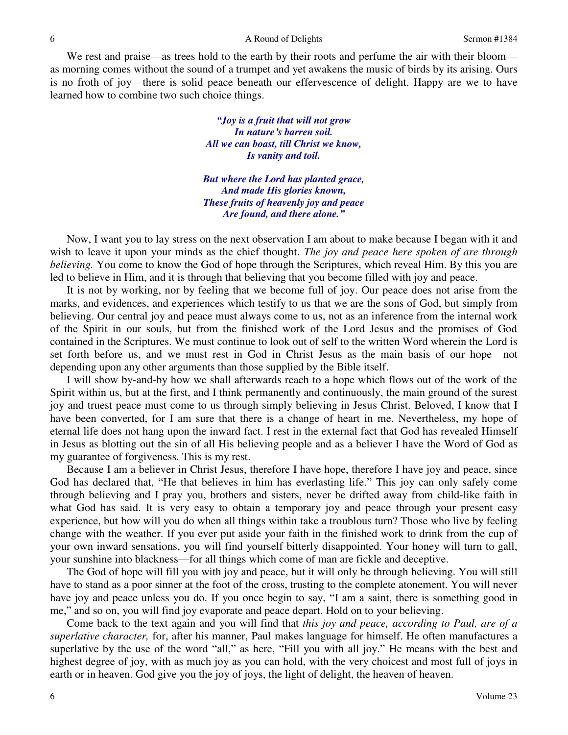We rest and praise—as trees hold to the earth by their roots and perfume the air with their bloom—as morning comes without the sound of a trumpet and yet awakens the music of birds by its arising. Ours is no froth of joy—there is solid peace beneath our effervescence of delight. Happy are we to have learned how to combine two such choice things.

> ***"Joy is a fruit that will not grow***
> ***In nature's barren soil.***
> ***All we can boast, till Christ we know,***
> ***Is vanity and toil.***
>
> ***But where the Lord has planted grace,***
> ***And made His glories known,***
> ***These fruits of heavenly joy and peace***
> ***Are found, and there alone."***

Now, I want you to lay stress on the next observation I am about to make because I began with it and wish to leave it upon your minds as the chief thought. *The joy and peace here spoken of are through believing.* You come to know the God of hope through the Scriptures, which reveal Him. By this you are led to believe in Him, and it is through that believing that you become filled with joy and peace.

It is not by working, nor by feeling that we become full of joy. Our peace does not arise from the marks, and evidences, and experiences which testify to us that we are the sons of God, but simply from believing. Our central joy and peace must always come to us, not as an inference from the internal work of the Spirit in our souls, but from the finished work of the Lord Jesus and the promises of God contained in the Scriptures. We must continue to look out of self to the written Word wherein the Lord is set forth before us, and we must rest in God in Christ Jesus as the main basis of our hope—not depending upon any other arguments than those supplied by the Bible itself.

I will show by-and-by how we shall afterwards reach to a hope which flows out of the work of the Spirit within us, but at the first, and I think permanently and continuously, the main ground of the surest joy and truest peace must come to us through simply believing in Jesus Christ. Beloved, I know that I have been converted, for I am sure that there is a change of heart in me. Nevertheless, my hope of eternal life does not hang upon the inward fact. I rest in the external fact that God has revealed Himself in Jesus as blotting out the sin of all His believing people and as a believer I have the Word of God as my guarantee of forgiveness. This is my rest.

Because I am a believer in Christ Jesus, therefore I have hope, therefore I have joy and peace, since God has declared that, "He that believes in him has everlasting life." This joy can only safely come through believing and I pray you, brothers and sisters, never be drifted away from child-like faith in what God has said. It is very easy to obtain a temporary joy and peace through your present easy experience, but how will you do when all things within take a troublous turn? Those who live by feeling change with the weather. If you ever put aside your faith in the finished work to drink from the cup of your own inward sensations, you will find yourself bitterly disappointed. Your honey will turn to gall, your sunshine into blackness—for all things which come of man are fickle and deceptive.

The God of hope will fill you with joy and peace, but it will only be through believing. You will still have to stand as a poor sinner at the foot of the cross, trusting to the complete atonement. You will never have joy and peace unless you do. If you once begin to say, "I am a saint, there is something good in me," and so on, you will find joy evaporate and peace depart. Hold on to your believing.

Come back to the text again and you will find that *this joy and peace, according to Paul, are of a superlative character,* for, after his manner, Paul makes language for himself. He often manufactures a superlative by the use of the word "all," as here, "Fill you with all joy." He means with the best and highest degree of joy, with as much joy as you can hold, with the very choicest and most full of joys in earth or in heaven. God give you the joy of joys, the light of delight, the heaven of heaven.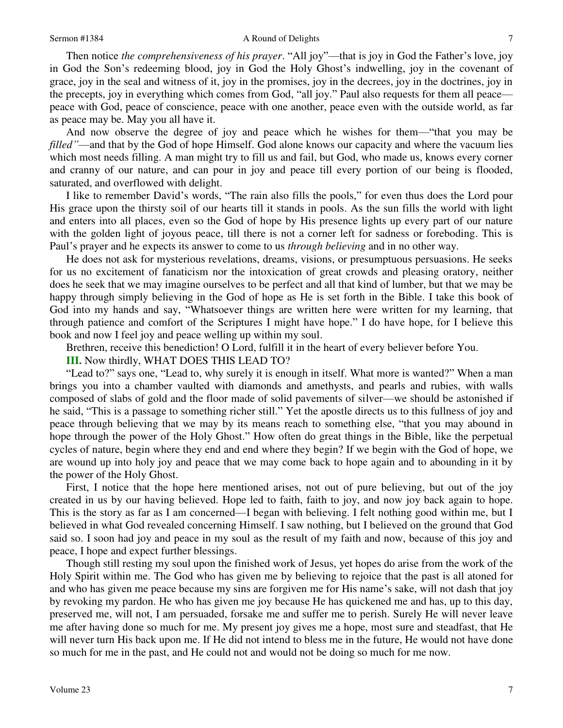Then notice *the comprehensiveness of his prayer*. "All joy"—that is joy in God the Father's love, joy in God the Son's redeeming blood, joy in God the Holy Ghost's indwelling, joy in the covenant of grace, joy in the seal and witness of it, joy in the promises, joy in the decrees, joy in the doctrines, joy in the precepts, joy in everything which comes from God, "all joy." Paul also requests for them all peace—peace with God, peace of conscience, peace with one another, peace even with the outside world, as far as peace may be. May you all have it.

And now observe the degree of joy and peace which he wishes for them—"that you may be *filled"*—and that by the God of hope Himself. God alone knows our capacity and where the vacuum lies which most needs filling. A man might try to fill us and fail, but God, who made us, knows every corner and cranny of our nature, and can pour in joy and peace till every portion of our being is flooded, saturated, and overflowed with delight.

I like to remember David's words, "The rain also fills the pools," for even thus does the Lord pour His grace upon the thirsty soil of our hearts till it stands in pools. As the sun fills the world with light and enters into all places, even so the God of hope by His presence lights up every part of our nature with the golden light of joyous peace, till there is not a corner left for sadness or foreboding. This is Paul's prayer and he expects its answer to come to us *through believing* and in no other way.

He does not ask for mysterious revelations, dreams, visions, or presumptuous persuasions. He seeks for us no excitement of fanaticism nor the intoxication of great crowds and pleasing oratory, neither does he seek that we may imagine ourselves to be perfect and all that kind of lumber, but that we may be happy through simply believing in the God of hope as He is set forth in the Bible. I take this book of God into my hands and say, "Whatsoever things are written here were written for my learning, that through patience and comfort of the Scriptures I might have hope." I do have hope, for I believe this book and now I feel joy and peace welling up within my soul.

Brethren, receive this benediction! O Lord, fulfill it in the heart of every believer before You.

**III.** Now thirdly, WHAT DOES THIS LEAD TO?

"Lead to?" says one, "Lead to, why surely it is enough in itself. What more is wanted?" When a man brings you into a chamber vaulted with diamonds and amethysts, and pearls and rubies, with walls composed of slabs of gold and the floor made of solid pavements of silver—we should be astonished if he said, "This is a passage to something richer still." Yet the apostle directs us to this fullness of joy and peace through believing that we may by its means reach to something else, "that you may abound in hope through the power of the Holy Ghost." How often do great things in the Bible, like the perpetual cycles of nature, begin where they end and end where they begin? If we begin with the God of hope, we are wound up into holy joy and peace that we may come back to hope again and to abounding in it by the power of the Holy Ghost.

First, I notice that the hope here mentioned arises, not out of pure believing, but out of the joy created in us by our having believed. Hope led to faith, faith to joy, and now joy back again to hope. This is the story as far as I am concerned—I began with believing. I felt nothing good within me, but I believed in what God revealed concerning Himself. I saw nothing, but I believed on the ground that God said so. I soon had joy and peace in my soul as the result of my faith and now, because of this joy and peace, I hope and expect further blessings.

Though still resting my soul upon the finished work of Jesus, yet hopes do arise from the work of the Holy Spirit within me. The God who has given me by believing to rejoice that the past is all atoned for and who has given me peace because my sins are forgiven me for His name's sake, will not dash that joy by revoking my pardon. He who has given me joy because He has quickened me and has, up to this day, preserved me, will not, I am persuaded, forsake me and suffer me to perish. Surely He will never leave me after having done so much for me. My present joy gives me a hope, most sure and steadfast, that He will never turn His back upon me. If He did not intend to bless me in the future, He would not have done so much for me in the past, and He could not and would not be doing so much for me now.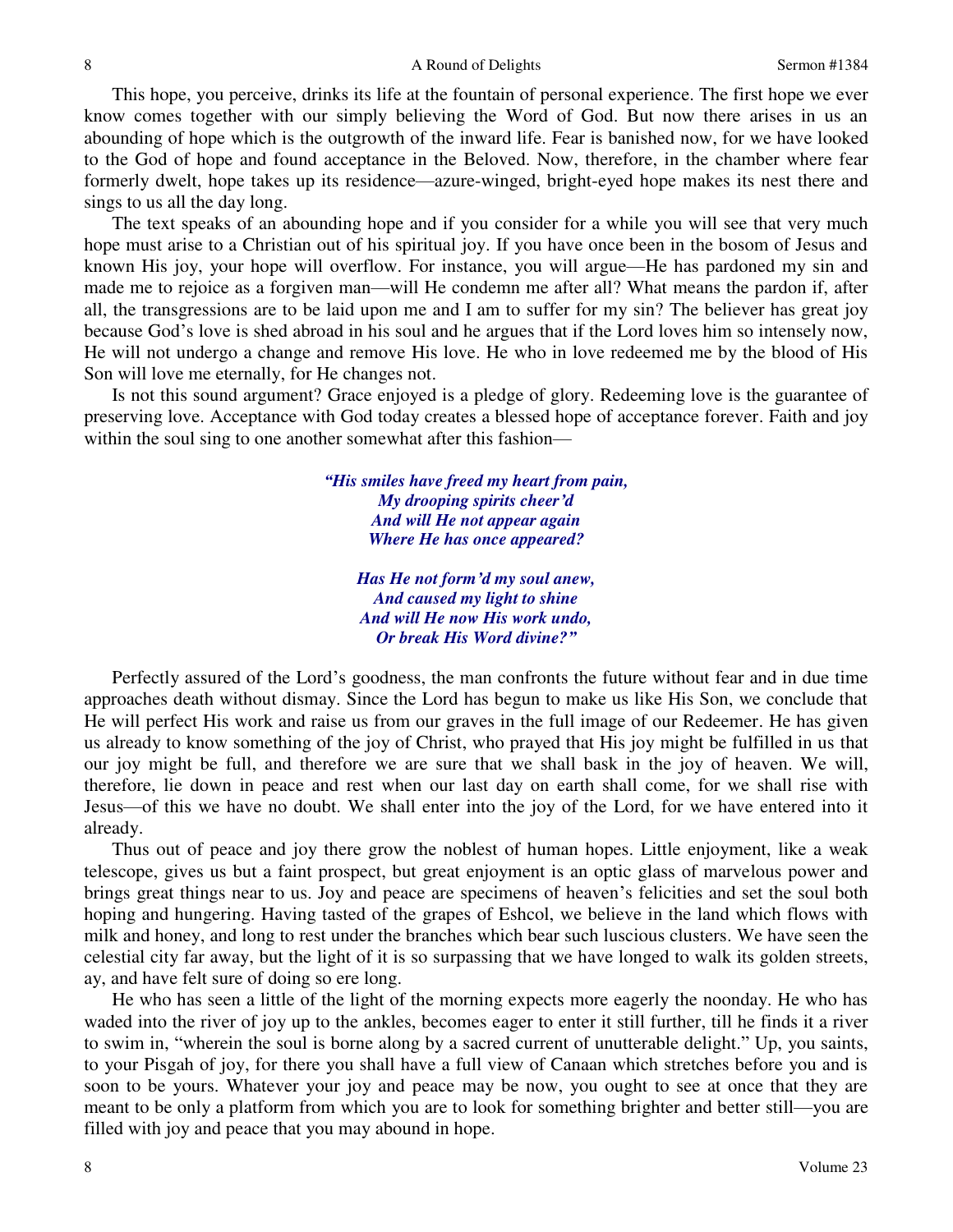This hope, you perceive, drinks its life at the fountain of personal experience. The first hope we ever know comes together with our simply believing the Word of God. But now there arises in us an abounding of hope which is the outgrowth of the inward life. Fear is banished now, for we have looked to the God of hope and found acceptance in the Beloved. Now, therefore, in the chamber where fear formerly dwelt, hope takes up its residence—azure-winged, bright-eyed hope makes its nest there and sings to us all the day long.

The text speaks of an abounding hope and if you consider for a while you will see that very much hope must arise to a Christian out of his spiritual joy. If you have once been in the bosom of Jesus and known His joy, your hope will overflow. For instance, you will argue—He has pardoned my sin and made me to rejoice as a forgiven man—will He condemn me after all? What means the pardon if, after all, the transgressions are to be laid upon me and I am to suffer for my sin? The believer has great joy because God's love is shed abroad in his soul and he argues that if the Lord loves him so intensely now, He will not undergo a change and remove His love. He who in love redeemed me by the blood of His Son will love me eternally, for He changes not.

Is not this sound argument? Grace enjoyed is a pledge of glory. Redeeming love is the guarantee of preserving love. Acceptance with God today creates a blessed hope of acceptance forever. Faith and joy within the soul sing to one another somewhat after this fashion—

> ***"His smiles have freed my heart from pain,***
> ***My drooping spirits cheer'd***
> ***And will He not appear again***
> ***Where He has once appeared?***
>
> ***Has He not form'd my soul anew,***
> ***And caused my light to shine***
> ***And will He now His work undo,***
> ***Or break His Word divine?"***

Perfectly assured of the Lord's goodness, the man confronts the future without fear and in due time approaches death without dismay. Since the Lord has begun to make us like His Son, we conclude that He will perfect His work and raise us from our graves in the full image of our Redeemer. He has given us already to know something of the joy of Christ, who prayed that His joy might be fulfilled in us that our joy might be full, and therefore we are sure that we shall bask in the joy of heaven. We will, therefore, lie down in peace and rest when our last day on earth shall come, for we shall rise with Jesus—of this we have no doubt. We shall enter into the joy of the Lord, for we have entered into it already.

Thus out of peace and joy there grow the noblest of human hopes. Little enjoyment, like a weak telescope, gives us but a faint prospect, but great enjoyment is an optic glass of marvelous power and brings great things near to us. Joy and peace are specimens of heaven's felicities and set the soul both hoping and hungering. Having tasted of the grapes of Eshcol, we believe in the land which flows with milk and honey, and long to rest under the branches which bear such luscious clusters. We have seen the celestial city far away, but the light of it is so surpassing that we have longed to walk its golden streets, ay, and have felt sure of doing so ere long.

He who has seen a little of the light of the morning expects more eagerly the noonday. He who has waded into the river of joy up to the ankles, becomes eager to enter it still further, till he finds it a river to swim in, "wherein the soul is borne along by a sacred current of unutterable delight." Up, you saints, to your Pisgah of joy, for there you shall have a full view of Canaan which stretches before you and is soon to be yours. Whatever your joy and peace may be now, you ought to see at once that they are meant to be only a platform from which you are to look for something brighter and better still—you are filled with joy and peace that you may abound in hope.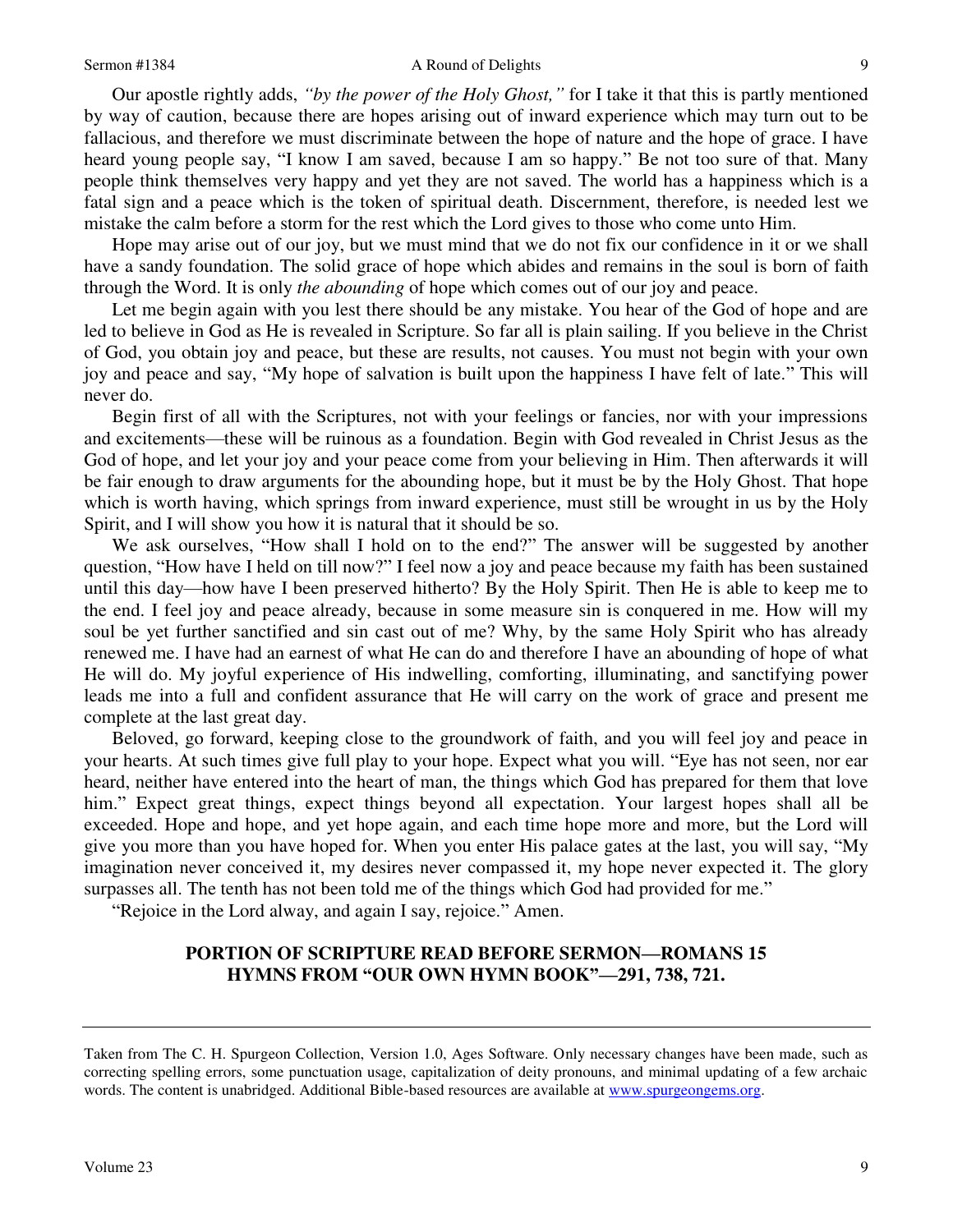Our apostle rightly adds, *"by the power of the Holy Ghost,"* for I take it that this is partly mentioned by way of caution, because there are hopes arising out of inward experience which may turn out to be fallacious, and therefore we must discriminate between the hope of nature and the hope of grace. I have heard young people say, "I know I am saved, because I am so happy." Be not too sure of that. Many people think themselves very happy and yet they are not saved. The world has a happiness which is a fatal sign and a peace which is the token of spiritual death. Discernment, therefore, is needed lest we mistake the calm before a storm for the rest which the Lord gives to those who come unto Him.

Hope may arise out of our joy, but we must mind that we do not fix our confidence in it or we shall have a sandy foundation. The solid grace of hope which abides and remains in the soul is born of faith through the Word. It is only *the abounding* of hope which comes out of our joy and peace.

Let me begin again with you lest there should be any mistake. You hear of the God of hope and are led to believe in God as He is revealed in Scripture. So far all is plain sailing. If you believe in the Christ of God, you obtain joy and peace, but these are results, not causes. You must not begin with your own joy and peace and say, "My hope of salvation is built upon the happiness I have felt of late." This will never do.

Begin first of all with the Scriptures, not with your feelings or fancies, nor with your impressions and excitements—these will be ruinous as a foundation. Begin with God revealed in Christ Jesus as the God of hope, and let your joy and your peace come from your believing in Him. Then afterwards it will be fair enough to draw arguments for the abounding hope, but it must be by the Holy Ghost. That hope which is worth having, which springs from inward experience, must still be wrought in us by the Holy Spirit, and I will show you how it is natural that it should be so.

We ask ourselves, "How shall I hold on to the end?" The answer will be suggested by another question, "How have I held on till now?" I feel now a joy and peace because my faith has been sustained until this day—how have I been preserved hitherto? By the Holy Spirit. Then He is able to keep me to the end. I feel joy and peace already, because in some measure sin is conquered in me. How will my soul be yet further sanctified and sin cast out of me? Why, by the same Holy Spirit who has already renewed me. I have had an earnest of what He can do and therefore I have an abounding of hope of what He will do. My joyful experience of His indwelling, comforting, illuminating, and sanctifying power leads me into a full and confident assurance that He will carry on the work of grace and present me complete at the last great day.

Beloved, go forward, keeping close to the groundwork of faith, and you will feel joy and peace in your hearts. At such times give full play to your hope. Expect what you will. "Eye has not seen, nor ear heard, neither have entered into the heart of man, the things which God has prepared for them that love him." Expect great things, expect things beyond all expectation. Your largest hopes shall all be exceeded. Hope and hope, and yet hope again, and each time hope more and more, but the Lord will give you more than you have hoped for. When you enter His palace gates at the last, you will say, "My imagination never conceived it, my desires never compassed it, my hope never expected it. The glory surpasses all. The tenth has not been told me of the things which God had provided for me."

"Rejoice in the Lord alway, and again I say, rejoice." Amen.

**PORTION OF SCRIPTURE READ BEFORE SERMON—ROMANS 15**
**HYMNS FROM "OUR OWN HYMN BOOK"—291, 738, 721.**

---

Taken from The C. H. Spurgeon Collection, Version 1.0, Ages Software. Only necessary changes have been made, such as correcting spelling errors, some punctuation usage, capitalization of deity pronouns, and minimal updating of a few archaic words. The content is unabridged. Additional Bible-based resources are available at www.spurgeongems.org.